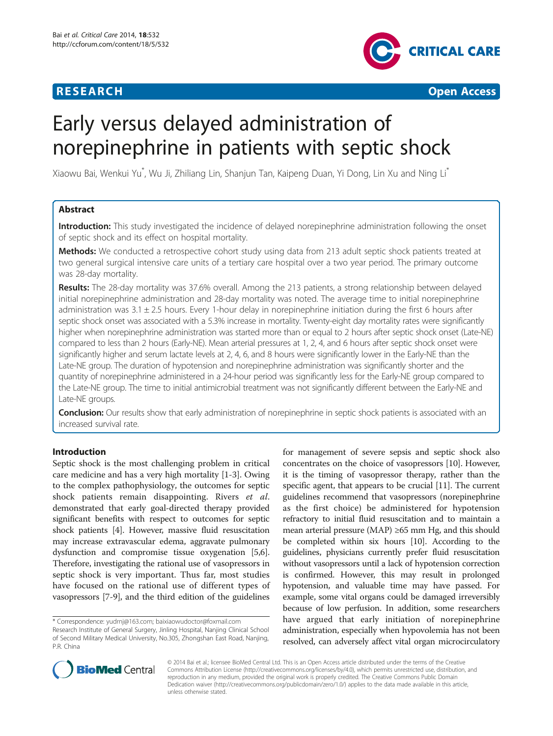**RESEARCH** **Open Access**

# Early versus delayed administration of norepinephrine in patients with septic shock

Xiaowu Bai, Wenkui Yu*, Wu Ji, Zhiliang Lin, Shanjun Tan, Kaipeng Duan, Yi Dong, Lin Xu and Ning Li*

## Abstract

**Introduction:** This study investigated the incidence of delayed norepinephrine administration following the onset of septic shock and its effect on hospital mortality.

**Methods:** We conducted a retrospective cohort study using data from 213 adult septic shock patients treated at two general surgical intensive care units of a tertiary care hospital over a two year period. The primary outcome was 28-day mortality.

**Results:** The 28-day mortality was 37.6% overall. Among the 213 patients, a strong relationship between delayed initial norepinephrine administration and 28-day mortality was noted. The average time to initial norepinephrine administration was 3.1 ± 2.5 hours. Every 1-hour delay in norepinephrine initiation during the first 6 hours after septic shock onset was associated with a 5.3% increase in mortality. Twenty-eight day mortality rates were significantly higher when norepinephrine administration was started more than or equal to 2 hours after septic shock onset (Late-NE) compared to less than 2 hours (Early-NE). Mean arterial pressures at 1, 2, 4, and 6 hours after septic shock onset were significantly higher and serum lactate levels at 2, 4, 6, and 8 hours were significantly lower in the Early-NE than the Late-NE group. The duration of hypotension and norepinephrine administration was significantly shorter and the quantity of norepinephrine administered in a 24-hour period was significantly less for the Early-NE group compared to the Late-NE group. The time to initial antimicrobial treatment was not significantly different between the Early-NE and Late-NE groups.

**Conclusion:** Our results show that early administration of norepinephrine in septic shock patients is associated with an increased survival rate.

## Introduction

Septic shock is the most challenging problem in critical care medicine and has a very high mortality [1-3]. Owing to the complex pathophysiology, the outcomes for septic shock patients remain disappointing. Rivers *et al*. demonstrated that early goal-directed therapy provided significant benefits with respect to outcomes for septic shock patients [4]. However, massive fluid resuscitation may increase extravascular edema, aggravate pulmonary dysfunction and compromise tissue oxygenation [5,6]. Therefore, investigating the rational use of vasopressors in septic shock is very important. Thus far, most studies have focused on the rational use of different types of vasopressors [7-9], and the third edition of the guidelines for management of severe sepsis and septic shock also concentrates on the choice of vasopressors [10]. However, it is the timing of vasopressor therapy, rather than the specific agent, that appears to be crucial [11]. The current guidelines recommend that vasopressors (norepinephrine as the first choice) be administered for hypotension refractory to initial fluid resuscitation and to maintain a mean arterial pressure (MAP) ≥65 mm Hg, and this should be completed within six hours [10]. According to the guidelines, physicians currently prefer fluid resuscitation without vasopressors until a lack of hypotension correction is confirmed. However, this may result in prolonged hypotension, and valuable time may have passed. For example, some vital organs could be damaged irreversibly because of low perfusion. In addition, some researchers have argued that early initiation of norepinephrine administration, especially when hypovolemia has not been resolved, can adversely affect vital organ microcirculatory

\* Correspondence: yudrnj@163.com; baixiaowudoctor@foxmail.com
Research Institute of General Surgery, Jinling Hospital, Nanjing Clinical School of Second Military Medical University, No.305, Zhongshan East Road, Nanjing, P.R. China

© 2014 Bai et al.; licensee BioMed Central Ltd. This is an Open Access article distributed under the terms of the Creative Commons Attribution License (http://creativecommons.org/licenses/by/4.0), which permits unrestricted use, distribution, and reproduction in any medium, provided the original work is properly credited. The Creative Commons Public Domain Dedication waiver (http://creativecommons.org/publicdomain/zero/1.0/) applies to the data made available in this article, unless otherwise stated.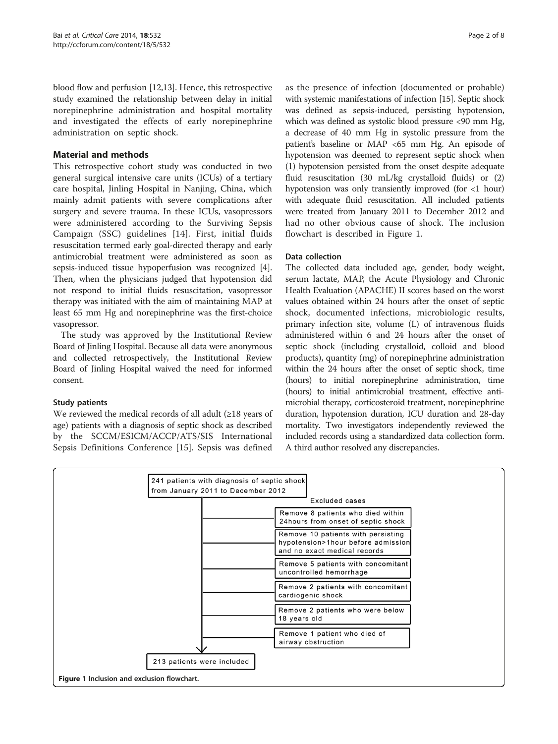blood flow and perfusion [12,13]. Hence, this retrospective study examined the relationship between delay in initial norepinephrine administration and hospital mortality and investigated the effects of early norepinephrine administration on septic shock.

## Material and methods

This retrospective cohort study was conducted in two general surgical intensive care units (ICUs) of a tertiary care hospital, Jinling Hospital in Nanjing, China, which mainly admit patients with severe complications after surgery and severe trauma. In these ICUs, vasopressors were administered according to the Surviving Sepsis Campaign (SSC) guidelines [14]. First, initial fluids resuscitation termed early goal-directed therapy and early antimicrobial treatment were administered as soon as sepsis-induced tissue hypoperfusion was recognized [4]. Then, when the physicians judged that hypotension did not respond to initial fluids resuscitation, vasopressor therapy was initiated with the aim of maintaining MAP at least 65 mm Hg and norepinephrine was the first-choice vasopressor.

The study was approved by the Institutional Review Board of Jinling Hospital. Because all data were anonymous and collected retrospectively, the Institutional Review Board of Jinling Hospital waived the need for informed consent.

### Study patients

We reviewed the medical records of all adult (≥18 years of age) patients with a diagnosis of septic shock as described by the SCCM/ESICM/ACCP/ATS/SIS International Sepsis Definitions Conference [15]. Sepsis was defined as the presence of infection (documented or probable) with systemic manifestations of infection [15]. Septic shock was defined as sepsis-induced, persisting hypotension, which was defined as systolic blood pressure <90 mm Hg, a decrease of 40 mm Hg in systolic pressure from the patient's baseline or MAP <65 mm Hg. An episode of hypotension was deemed to represent septic shock when (1) hypotension persisted from the onset despite adequate fluid resuscitation (30 mL/kg crystalloid fluids) or (2) hypotension was only transiently improved (for <1 hour) with adequate fluid resuscitation. All included patients were treated from January 2011 to December 2012 and had no other obvious cause of shock. The inclusion flowchart is described in Figure 1.

### Data collection

The collected data included age, gender, body weight, serum lactate, MAP, the Acute Physiology and Chronic Health Evaluation (APACHE) II scores based on the worst values obtained within 24 hours after the onset of septic shock, documented infections, microbiologic results, primary infection site, volume (L) of intravenous fluids administered within 6 and 24 hours after the onset of septic shock (including crystalloid, colloid and blood products), quantity (mg) of norepinephrine administration within the 24 hours after the onset of septic shock, time (hours) to initial norepinephrine administration, time (hours) to initial antimicrobial treatment, effective antimicrobial therapy, corticosteroid treatment, norepinephrine duration, hypotension duration, ICU duration and 28-day mortality. Two investigators independently reviewed the included records using a standardized data collection form. A third author resolved any discrepancies.

241 patients with diagnosis of septic shock from January 2011 to December 2012

Excluded cases
- Remove 8 patients who died within 24hours from onset of septic shock
- Remove 10 patients with persisting hypotension>1hour before admission and no exact medical records
- Remove 5 patients with concomitant uncontrolled hemorrhage
- Remove 2 patients with concomitant cardiogenic shock
- Remove 2 patients who were below 18 years old
- Remove 1 patient who died of airway obstruction

213 patients were included

**Figure 1** Inclusion and exclusion flowchart.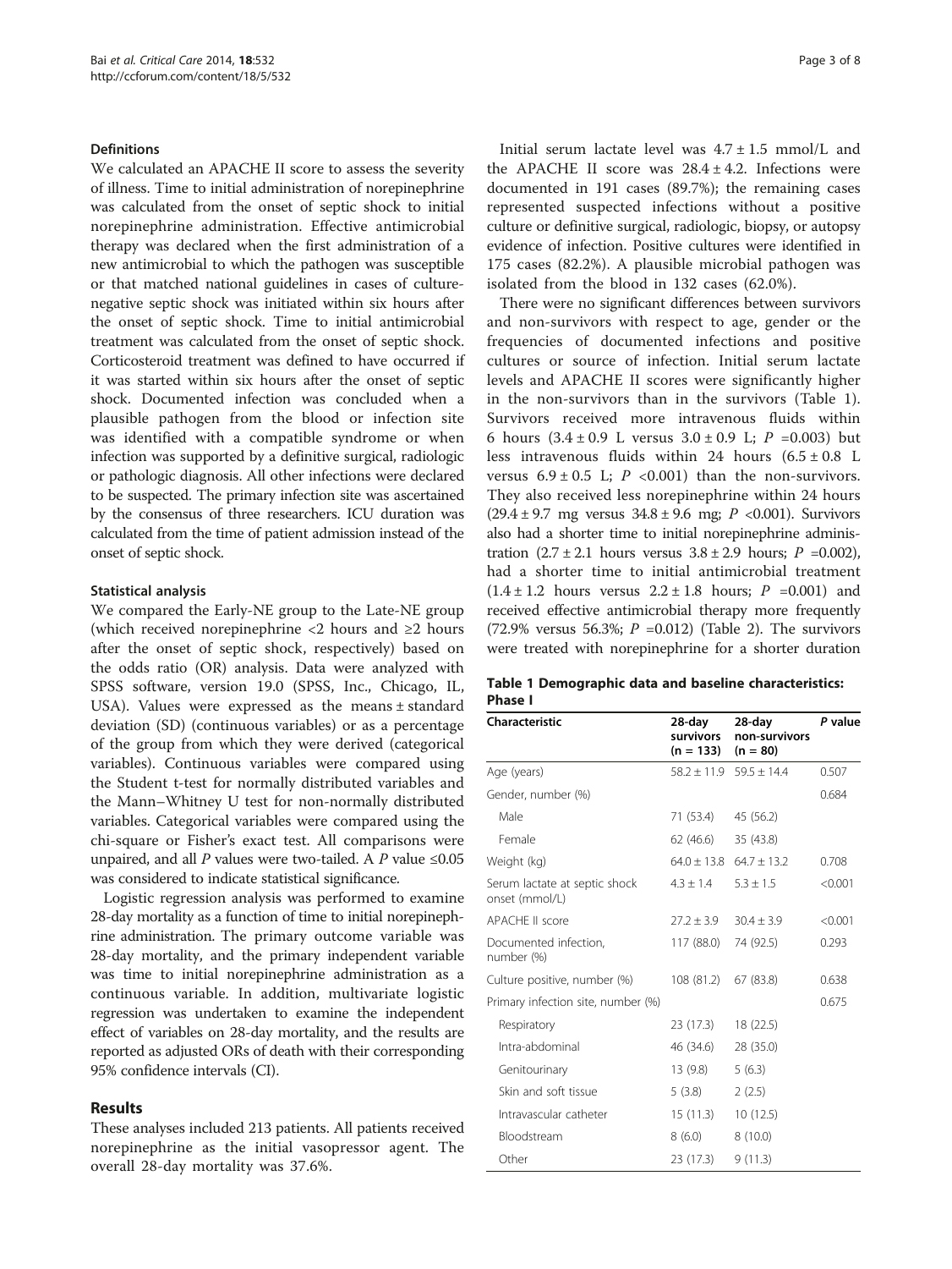### Definitions

We calculated an APACHE II score to assess the severity of illness. Time to initial administration of norepinephrine was calculated from the onset of septic shock to initial norepinephrine administration. Effective antimicrobial therapy was declared when the first administration of a new antimicrobial to which the pathogen was susceptible or that matched national guidelines in cases of culture-negative septic shock was initiated within six hours after the onset of septic shock. Time to initial antimicrobial treatment was calculated from the onset of septic shock. Corticosteroid treatment was defined to have occurred if it was started within six hours after the onset of septic shock. Documented infection was concluded when a plausible pathogen from the blood or infection site was identified with a compatible syndrome or when infection was supported by a definitive surgical, radiologic or pathologic diagnosis. All other infections were declared to be suspected. The primary infection site was ascertained by the consensus of three researchers. ICU duration was calculated from the time of patient admission instead of the onset of septic shock.

### Statistical analysis

We compared the Early-NE group to the Late-NE group (which received norepinephrine <2 hours and ≥2 hours after the onset of septic shock, respectively) based on the odds ratio (OR) analysis. Data were analyzed with SPSS software, version 19.0 (SPSS, Inc., Chicago, IL, USA). Values were expressed as the means ± standard deviation (SD) (continuous variables) or as a percentage of the group from which they were derived (categorical variables). Continuous variables were compared using the Student t-test for normally distributed variables and the Mann–Whitney U test for non-normally distributed variables. Categorical variables were compared using the chi-square or Fisher's exact test. All comparisons were unpaired, and all *P* values were two-tailed. A *P* value ≤0.05 was considered to indicate statistical significance.

Logistic regression analysis was performed to examine 28-day mortality as a function of time to initial norepinephrine administration. The primary outcome variable was 28-day mortality, and the primary independent variable was time to initial norepinephrine administration as a continuous variable. In addition, multivariate logistic regression was undertaken to examine the independent effect of variables on 28-day mortality, and the results are reported as adjusted ORs of death with their corresponding 95% confidence intervals (CI).

## Results

These analyses included 213 patients. All patients received norepinephrine as the initial vasopressor agent. The overall 28-day mortality was 37.6%.

Initial serum lactate level was 4.7 ± 1.5 mmol/L and the APACHE II score was 28.4 ± 4.2. Infections were documented in 191 cases (89.7%); the remaining cases represented suspected infections without a positive culture or definitive surgical, radiologic, biopsy, or autopsy evidence of infection. Positive cultures were identified in 175 cases (82.2%). A plausible microbial pathogen was isolated from the blood in 132 cases (62.0%).

There were no significant differences between survivors and non-survivors with respect to age, gender or the frequencies of documented infections and positive cultures or source of infection. Initial serum lactate levels and APACHE II scores were significantly higher in the non-survivors than in the survivors (Table 1). Survivors received more intravenous fluids within 6 hours (3.4 ± 0.9 L versus 3.0 ± 0.9 L; *P* =0.003) but less intravenous fluids within 24 hours (6.5 ± 0.8 L versus 6.9 ± 0.5 L; *P* <0.001) than the non-survivors. They also received less norepinephrine within 24 hours (29.4 ± 9.7 mg versus 34.8 ± 9.6 mg; *P* <0.001). Survivors also had a shorter time to initial norepinephrine administration (2.7 ± 2.1 hours versus 3.8 ± 2.9 hours; *P* =0.002), had a shorter time to initial antimicrobial treatment (1.4 ± 1.2 hours versus 2.2 ± 1.8 hours; *P* =0.001) and received effective antimicrobial therapy more frequently (72.9% versus 56.3%; *P* =0.012) (Table 2). The survivors were treated with norepinephrine for a shorter duration

**Table 1 Demographic data and baseline characteristics: Phase I**

| Characteristic | 28-day survivors (n = 133) | 28-day non-survivors (n = 80) | *P* value |
|---|---|---|---|
| Age (years) | 58.2 ± 11.9 | 59.5 ± 14.4 | 0.507 |
| Gender, number (%) | | | 0.684 |
| Male | 71 (53.4) | 45 (56.2) | |
| Female | 62 (46.6) | 35 (43.8) | |
| Weight (kg) | 64.0 ± 13.8 | 64.7 ± 13.2 | 0.708 |
| Serum lactate at septic shock onset (mmol/L) | 4.3 ± 1.4 | 5.3 ± 1.5 | <0.001 |
| APACHE II score | 27.2 ± 3.9 | 30.4 ± 3.9 | <0.001 |
| Documented infection, number (%) | 117 (88.0) | 74 (92.5) | 0.293 |
| Culture positive, number (%) | 108 (81.2) | 67 (83.8) | 0.638 |
| Primary infection site, number (%) | | | 0.675 |
| Respiratory | 23 (17.3) | 18 (22.5) | |
| Intra-abdominal | 46 (34.6) | 28 (35.0) | |
| Genitourinary | 13 (9.8) | 5 (6.3) | |
| Skin and soft tissue | 5 (3.8) | 2 (2.5) | |
| Intravascular catheter | 15 (11.3) | 10 (12.5) | |
| Bloodstream | 8 (6.0) | 8 (10.0) | |
| Other | 23 (17.3) | 9 (11.3) | |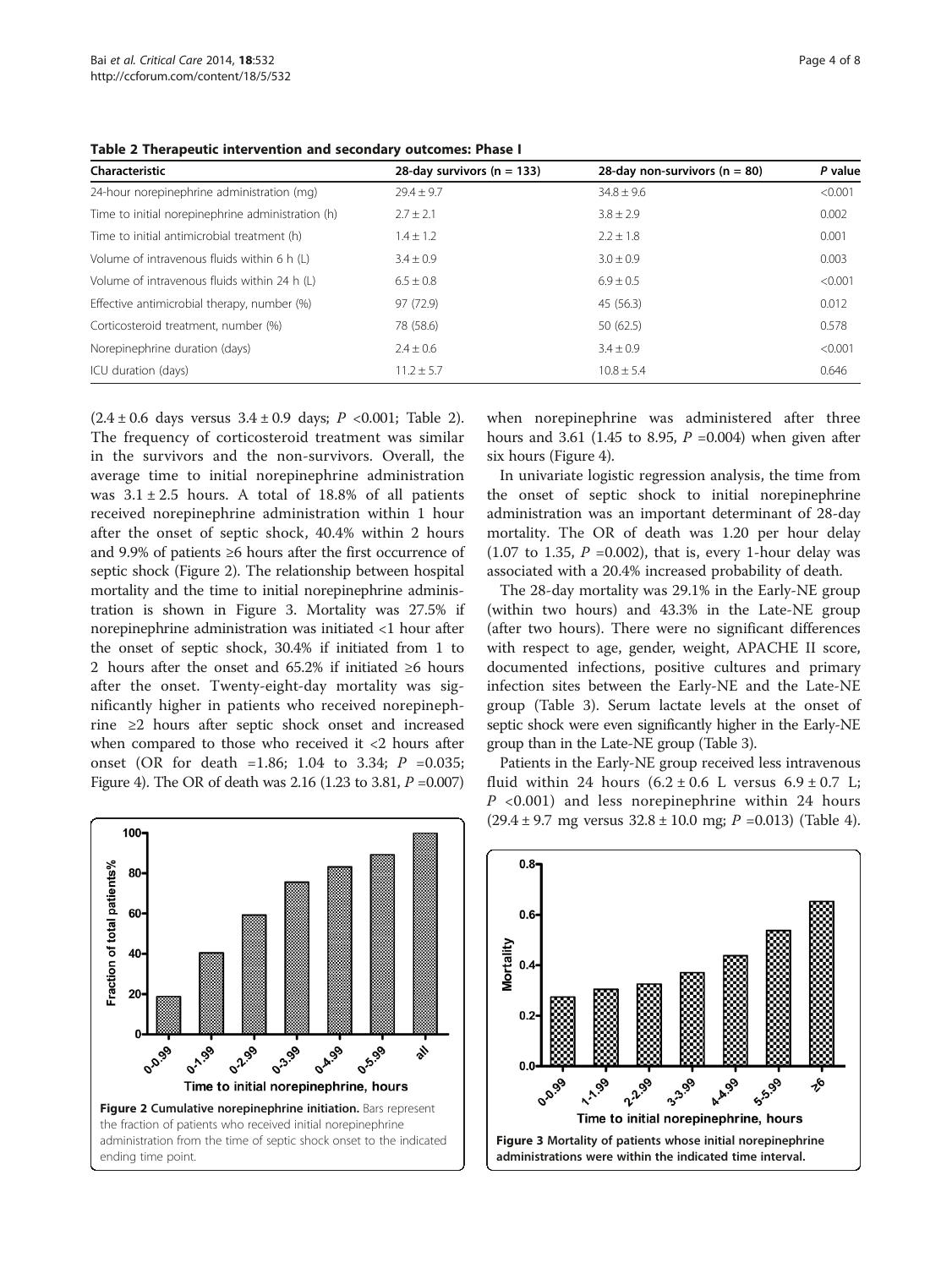**Table 2 Therapeutic intervention and secondary outcomes: Phase I**

| Characteristic | 28-day survivors (n = 133) | 28-day non-survivors (n = 80) | *P* value |
|---|---|---|---|
| 24-hour norepinephrine administration (mg) | 29.4 ± 9.7 | 34.8 ± 9.6 | <0.001 |
| Time to initial norepinephrine administration (h) | 2.7 ± 2.1 | 3.8 ± 2.9 | 0.002 |
| Time to initial antimicrobial treatment (h) | 1.4 ± 1.2 | 2.2 ± 1.8 | 0.001 |
| Volume of intravenous fluids within 6 h (L) | 3.4 ± 0.9 | 3.0 ± 0.9 | 0.003 |
| Volume of intravenous fluids within 24 h (L) | 6.5 ± 0.8 | 6.9 ± 0.5 | <0.001 |
| Effective antimicrobial therapy, number (%) | 97 (72.9) | 45 (56.3) | 0.012 |
| Corticosteroid treatment, number (%) | 78 (58.6) | 50 (62.5) | 0.578 |
| Norepinephrine duration (days) | 2.4 ± 0.6 | 3.4 ± 0.9 | <0.001 |
| ICU duration (days) | 11.2 ± 5.7 | 10.8 ± 5.4 | 0.646 |

(2.4 ± 0.6 days versus 3.4 ± 0.9 days; *P* <0.001; Table 2). The frequency of corticosteroid treatment was similar in the survivors and the non-survivors. Overall, the average time to initial norepinephrine administration was 3.1 ± 2.5 hours. A total of 18.8% of all patients received norepinephrine administration within 1 hour after the onset of septic shock, 40.4% within 2 hours and 9.9% of patients ≥6 hours after the first occurrence of septic shock (Figure 2). The relationship between hospital mortality and the time to initial norepinephrine administration is shown in Figure 3. Mortality was 27.5% if norepinephrine administration was initiated <1 hour after the onset of septic shock, 30.4% if initiated from 1 to 2 hours after the onset and 65.2% if initiated ≥6 hours after the onset. Twenty-eight-day mortality was significantly higher in patients who received norepinephrine ≥2 hours after septic shock onset and increased when compared to those who received it <2 hours after onset (OR for death =1.86; 1.04 to 3.34; *P* =0.035; Figure 4). The OR of death was 2.16 (1.23 to 3.81, *P* =0.007) when norepinephrine was administered after three hours and 3.61 (1.45 to 8.95, *P* =0.004) when given after six hours (Figure 4).

Figure 2 Cumulative norepinephrine initiation. Bars represent the fraction of patients who received initial norepinephrine administration from the time of septic shock onset to the indicated ending time point.

In univariate logistic regression analysis, the time from the onset of septic shock to initial norepinephrine administration was an important determinant of 28-day mortality. The OR of death was 1.20 per hour delay (1.07 to 1.35, *P* =0.002), that is, every 1-hour delay was associated with a 20.4% increased probability of death.

The 28-day mortality was 29.1% in the Early-NE group (within two hours) and 43.3% in the Late-NE group (after two hours). There were no significant differences with respect to age, gender, weight, APACHE II score, documented infections, positive cultures and primary infection sites between the Early-NE and the Late-NE group (Table 3). Serum lactate levels at the onset of septic shock were even significantly higher in the Early-NE group than in the Late-NE group (Table 3).

Patients in the Early-NE group received less intravenous fluid within 24 hours (6.2 ± 0.6 L versus 6.9 ± 0.7 L; *P* <0.001) and less norepinephrine within 24 hours (29.4 ± 9.7 mg versus 32.8 ± 10.0 mg; *P* =0.013) (Table 4).

Figure 3 Mortality of patients whose initial norepinephrine administrations were within the indicated time interval.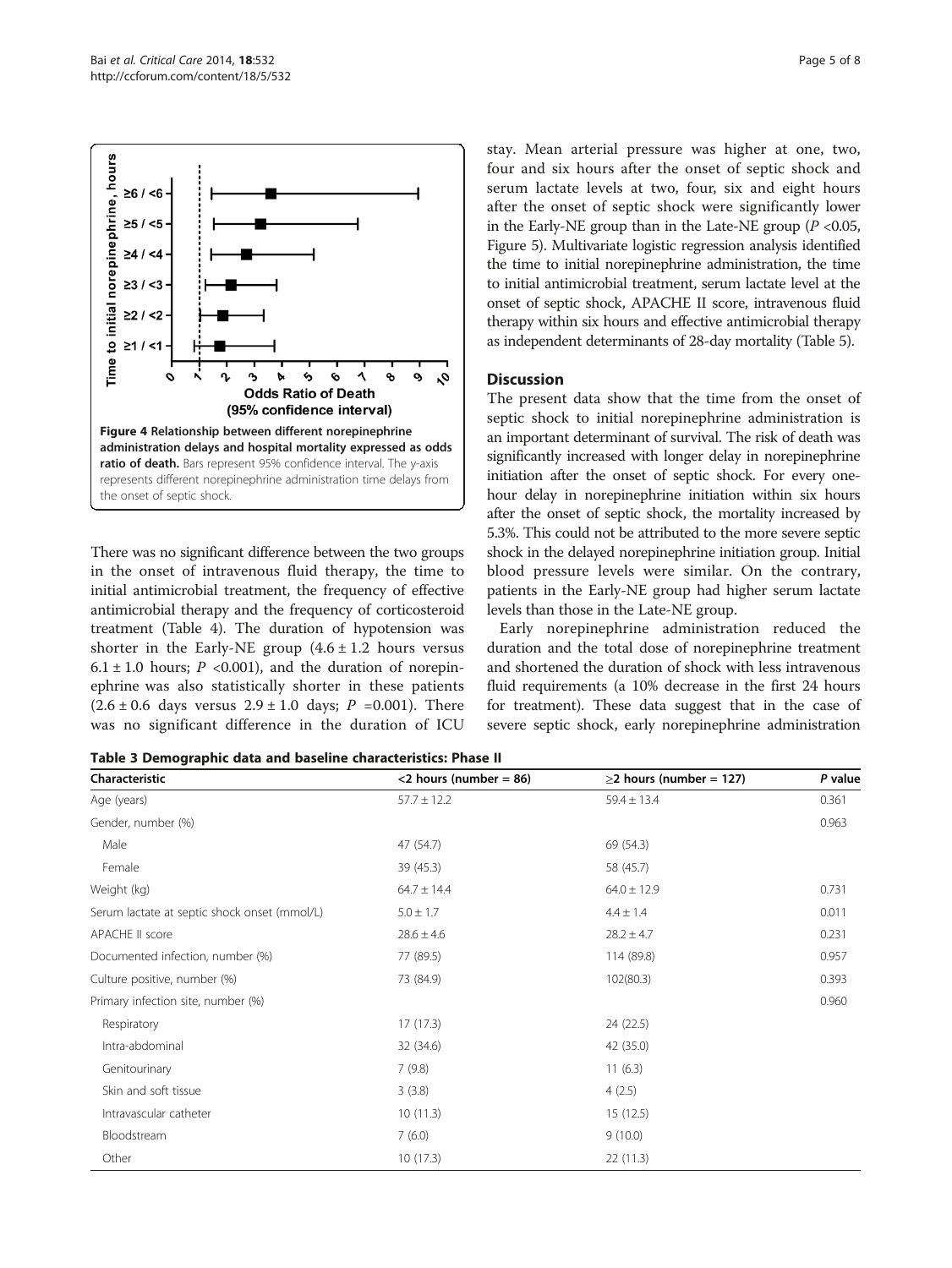**Figure 4 Relationship between different norepinephrine administration delays and hospital mortality expressed as odds ratio of death.** Bars represent 95% confidence interval. The y-axis represents different norepinephrine administration time delays from the onset of septic shock.

There was no significant difference between the two groups in the onset of intravenous fluid therapy, the time to initial antimicrobial treatment, the frequency of effective antimicrobial therapy and the frequency of corticosteroid treatment (Table 4). The duration of hypotension was shorter in the Early-NE group ($4.6 \pm 1.2$ hours versus $6.1 \pm 1.0$ hours; $P < 0.001$), and the duration of norepinephrine was also statistically shorter in these patients ($2.6 \pm 0.6$ days versus $2.9 \pm 1.0$ days; $P = 0.001$). There was no significant difference in the duration of ICU stay. Mean arterial pressure was higher at one, two, four and six hours after the onset of septic shock and serum lactate levels at two, four, six and eight hours after the onset of septic shock were significantly lower in the Early-NE group than in the Late-NE group ($P < 0.05$, Figure 5). Multivariate logistic regression analysis identified the time to initial norepinephrine administration, the time to initial antimicrobial treatment, serum lactate level at the onset of septic shock, APACHE II score, intravenous fluid therapy within six hours and effective antimicrobial therapy as independent determinants of 28-day mortality (Table 5).

## Discussion

The present data show that the time from the onset of septic shock to initial norepinephrine administration is an important determinant of survival. The risk of death was significantly increased with longer delay in norepinephrine initiation after the onset of septic shock. For every one-hour delay in norepinephrine initiation within six hours after the onset of septic shock, the mortality increased by 5.3%. This could not be attributed to the more severe septic shock in the delayed norepinephrine initiation group. Initial blood pressure levels were similar. On the contrary, patients in the Early-NE group had higher serum lactate levels than those in the Late-NE group.

Early norepinephrine administration reduced the duration and the total dose of norepinephrine treatment and shortened the duration of shock with less intravenous fluid requirements (a 10% decrease in the first 24 hours for treatment). These data suggest that in the case of severe septic shock, early norepinephrine administration

**Table 3 Demographic data and baseline characteristics: Phase II**

| Characteristic | <2 hours (number = 86) | ≥2 hours (number = 127) | *P* value |
|---|---|---|---|
| Age (years) | 57.7 ± 12.2 | 59.4 ± 13.4 | 0.361 |
| Gender, number (%) | | | 0.963 |
| Male | 47 (54.7) | 69 (54.3) | |
| Female | 39 (45.3) | 58 (45.7) | |
| Weight (kg) | 64.7 ± 14.4 | 64.0 ± 12.9 | 0.731 |
| Serum lactate at septic shock onset (mmol/L) | 5.0 ± 1.7 | 4.4 ± 1.4 | 0.011 |
| APACHE II score | 28.6 ± 4.6 | 28.2 ± 4.7 | 0.231 |
| Documented infection, number (%) | 77 (89.5) | 114 (89.8) | 0.957 |
| Culture positive, number (%) | 73 (84.9) | 102(80.3) | 0.393 |
| Primary infection site, number (%) | | | 0.960 |
| Respiratory | 17 (17.3) | 24 (22.5) | |
| Intra-abdominal | 32 (34.6) | 42 (35.0) | |
| Genitourinary | 7 (9.8) | 11 (6.3) | |
| Skin and soft tissue | 3 (3.8) | 4 (2.5) | |
| Intravascular catheter | 10 (11.3) | 15 (12.5) | |
| Bloodstream | 7 (6.0) | 9 (10.0) | |
| Other | 10 (17.3) | 22 (11.3) | |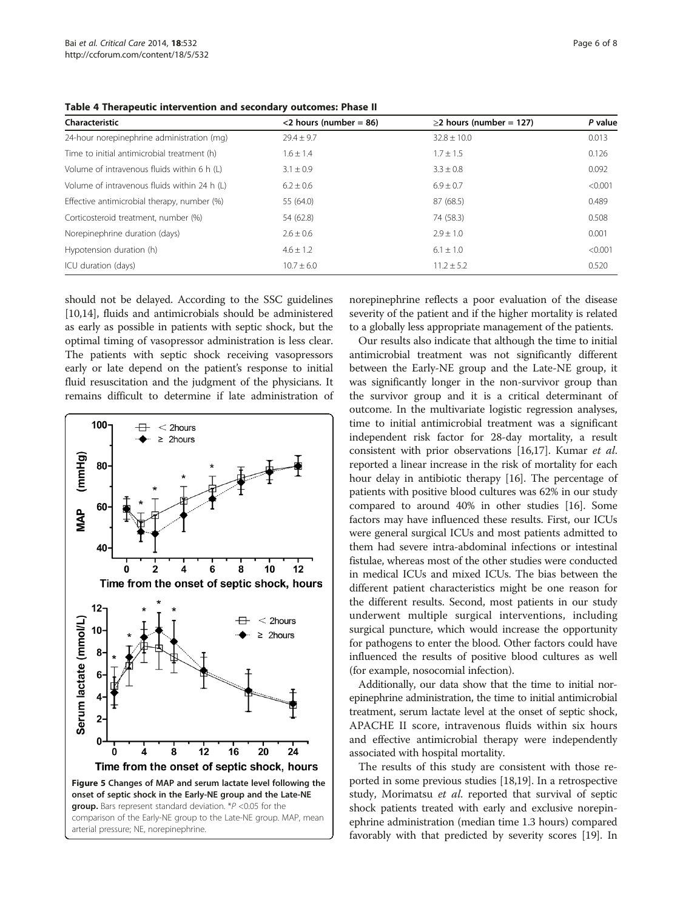**Table 4 Therapeutic intervention and secondary outcomes: Phase II**

| Characteristic | <2 hours (number = 86) | ≥2 hours (number = 127) | *P* value |
|---|---|---|---|
| 24-hour norepinephrine administration (mg) | 29.4 ± 9.7 | 32.8 ± 10.0 | 0.013 |
| Time to initial antimicrobial treatment (h) | 1.6 ± 1.4 | 1.7 ± 1.5 | 0.126 |
| Volume of intravenous fluids within 6 h (L) | 3.1 ± 0.9 | 3.3 ± 0.8 | 0.092 |
| Volume of intravenous fluids within 24 h (L) | 6.2 ± 0.6 | 6.9 ± 0.7 | <0.001 |
| Effective antimicrobial therapy, number (%) | 55 (64.0) | 87 (68.5) | 0.489 |
| Corticosteroid treatment, number (%) | 54 (62.8) | 74 (58.3) | 0.508 |
| Norepinephrine duration (days) | 2.6 ± 0.6 | 2.9 ± 1.0 | 0.001 |
| Hypotension duration (h) | 4.6 ± 1.2 | 6.1 ± 1.0 | <0.001 |
| ICU duration (days) | 10.7 ± 6.0 | 11.2 ± 5.2 | 0.520 |

should not be delayed. According to the SSC guidelines [10,14], fluids and antimicrobials should be administered as early as possible in patients with septic shock, but the optimal timing of vasopressor administration is less clear. The patients with septic shock receiving vasopressors early or late depend on the patient's response to initial fluid resuscitation and the judgment of the physicians. It remains difficult to determine if late administration of norepinephrine reflects a poor evaluation of the disease severity of the patient and if the higher mortality is related to a globally less appropriate management of the patients.

**Figure 5 Changes of MAP and serum lactate level following the onset of septic shock in the Early-NE group and the Late-NE group.** Bars represent standard deviation. *$P$ <0.05 for the comparison of the Early-NE group to the Late-NE group. MAP, mean arterial pressure; NE, norepinephrine.

Our results also indicate that although the time to initial antimicrobial treatment was not significantly different between the Early-NE group and the Late-NE group, it was significantly longer in the non-survivor group than the survivor group and it is a critical determinant of outcome. In the multivariate logistic regression analyses, time to initial antimicrobial treatment was a significant independent risk factor for 28-day mortality, a result consistent with prior observations [16,17]. Kumar *et al.* reported a linear increase in the risk of mortality for each hour delay in antibiotic therapy [16]. The percentage of patients with positive blood cultures was 62% in our study compared to around 40% in other studies [16]. Some factors may have influenced these results. First, our ICUs were general surgical ICUs and most patients admitted to them had severe intra-abdominal infections or intestinal fistulae, whereas most of the other studies were conducted in medical ICUs and mixed ICUs. The bias between the different patient characteristics might be one reason for the different results. Second, most patients in our study underwent multiple surgical interventions, including surgical puncture, which would increase the opportunity for pathogens to enter the blood. Other factors could have influenced the results of positive blood cultures as well (for example, nosocomial infection).

Additionally, our data show that the time to initial norepinephrine administration, the time to initial antimicrobial treatment, serum lactate level at the onset of septic shock, APACHE II score, intravenous fluids within six hours and effective antimicrobial therapy were independently associated with hospital mortality.

The results of this study are consistent with those reported in some previous studies [18,19]. In a retrospective study, Morimatsu *et al.* reported that survival of septic shock patients treated with early and exclusive norepinephrine administration (median time 1.3 hours) compared favorably with that predicted by severity scores [19]. In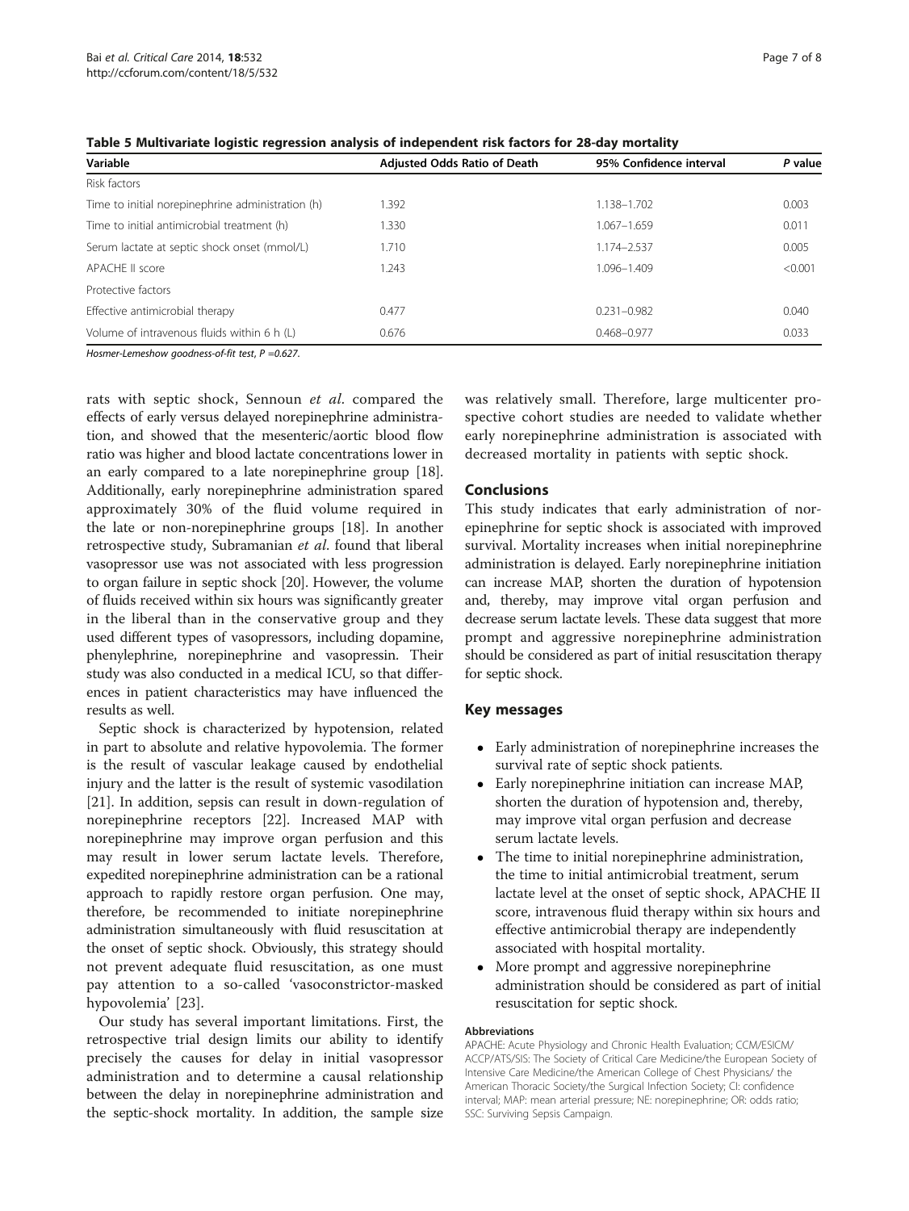Table 5 Multivariate logistic regression analysis of independent risk factors for 28-day mortality

| Variable | Adjusted Odds Ratio of Death | 95% Confidence interval | *P* value |
|---|---|---|---|
| Risk factors | | | |
| Time to initial norepinephrine administration (h) | 1.392 | 1.138–1.702 | 0.003 |
| Time to initial antimicrobial treatment (h) | 1.330 | 1.067–1.659 | 0.011 |
| Serum lactate at septic shock onset (mmol/L) | 1.710 | 1.174–2.537 | 0.005 |
| APACHE II score | 1.243 | 1.096–1.409 | <0.001 |
| Protective factors | | | |
| Effective antimicrobial therapy | 0.477 | 0.231–0.982 | 0.040 |
| Volume of intravenous fluids within 6 h (L) | 0.676 | 0.468–0.977 | 0.033 |

*Hosmer-Lemeshow goodness-of-fit test, P =0.627.*

rats with septic shock, Sennoun *et al*. compared the effects of early versus delayed norepinephrine administration, and showed that the mesenteric/aortic blood flow ratio was higher and blood lactate concentrations lower in an early compared to a late norepinephrine group [18]. Additionally, early norepinephrine administration spared approximately 30% of the fluid volume required in the late or non-norepinephrine groups [18]. In another retrospective study, Subramanian *et al*. found that liberal vasopressor use was not associated with less progression to organ failure in septic shock [20]. However, the volume of fluids received within six hours was significantly greater in the liberal than in the conservative group and they used different types of vasopressors, including dopamine, phenylephrine, norepinephrine and vasopressin. Their study was also conducted in a medical ICU, so that differences in patient characteristics may have influenced the results as well.

Septic shock is characterized by hypotension, related in part to absolute and relative hypovolemia. The former is the result of vascular leakage caused by endothelial injury and the latter is the result of systemic vasodilation [21]. In addition, sepsis can result in down-regulation of norepinephrine receptors [22]. Increased MAP with norepinephrine may improve organ perfusion and this may result in lower serum lactate levels. Therefore, expedited norepinephrine administration can be a rational approach to rapidly restore organ perfusion. One may, therefore, be recommended to initiate norepinephrine administration simultaneously with fluid resuscitation at the onset of septic shock. Obviously, this strategy should not prevent adequate fluid resuscitation, as one must pay attention to a so-called 'vasoconstrictor-masked hypovolemia' [23].

Our study has several important limitations. First, the retrospective trial design limits our ability to identify precisely the causes for delay in initial vasopressor administration and to determine a causal relationship between the delay in norepinephrine administration and the septic-shock mortality. In addition, the sample size was relatively small. Therefore, large multicenter prospective cohort studies are needed to validate whether early norepinephrine administration is associated with decreased mortality in patients with septic shock.

## Conclusions

This study indicates that early administration of norepinephrine for septic shock is associated with improved survival. Mortality increases when initial norepinephrine administration is delayed. Early norepinephrine initiation can increase MAP, shorten the duration of hypotension and, thereby, may improve vital organ perfusion and decrease serum lactate levels. These data suggest that more prompt and aggressive norepinephrine administration should be considered as part of initial resuscitation therapy for septic shock.

## Key messages

- Early administration of norepinephrine increases the survival rate of septic shock patients.
- Early norepinephrine initiation can increase MAP, shorten the duration of hypotension and, thereby, may improve vital organ perfusion and decrease serum lactate levels.
- The time to initial norepinephrine administration, the time to initial antimicrobial treatment, serum lactate level at the onset of septic shock, APACHE II score, intravenous fluid therapy within six hours and effective antimicrobial therapy are independently associated with hospital mortality.
- More prompt and aggressive norepinephrine administration should be considered as part of initial resuscitation for septic shock.

#### Abbreviations

APACHE: Acute Physiology and Chronic Health Evaluation; CCM/ESICM/ACCP/ATS/SIS: The Society of Critical Care Medicine/the European Society of Intensive Care Medicine/the American College of Chest Physicians/ the American Thoracic Society/the Surgical Infection Society; CI: confidence interval; MAP: mean arterial pressure; NE: norepinephrine; OR: odds ratio; SSC: Surviving Sepsis Campaign.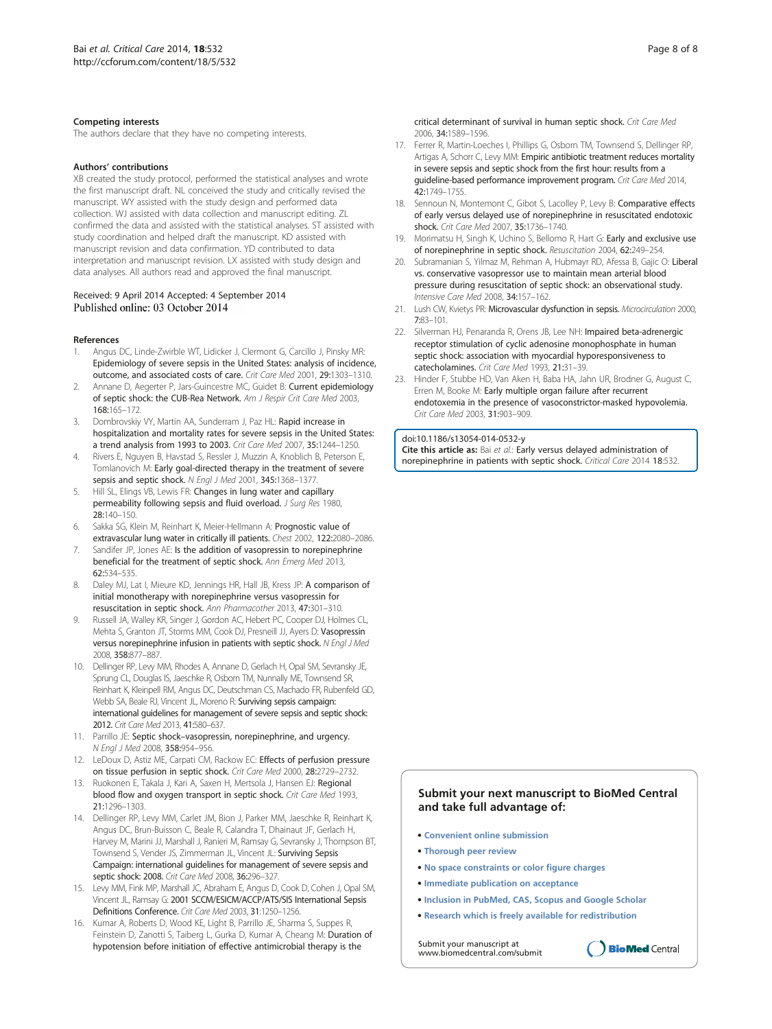### Competing interests

The authors declare that they have no competing interests.

### Authors' contributions

XB created the study protocol, performed the statistical analyses and wrote the first manuscript draft. NL conceived the study and critically revised the manuscript. WY assisted with the study design and performed data collection. WJ assisted with data collection and manuscript editing. ZL confirmed the data and assisted with the statistical analyses. ST assisted with study coordination and helped draft the manuscript. KD assisted with manuscript revision and data confirmation. YD contributed to data interpretation and manuscript revision. LX assisted with study design and data analyses. All authors read and approved the final manuscript.

Received: 9 April 2014 Accepted: 4 September 2014
Published online: 03 October 2014

### References

1. Angus DC, Linde-Zwirble WT, Lidicker J, Clermont G, Carcillo J, Pinsky MR: **Epidemiology of severe sepsis in the United States: analysis of incidence, outcome, and associated costs of care.** *Crit Care Med* 2001, **29:**1303–1310.
2. Annane D, Aegerter P, Jars-Guincestre MC, Guidet B: **Current epidemiology of septic shock: the CUB-Rea Network.** *Am J Respir Crit Care Med* 2003, **168:**165–172.
3. Dombrovskiy VY, Martin AA, Sunderram J, Paz HL: **Rapid increase in hospitalization and mortality rates for severe sepsis in the United States: a trend analysis from 1993 to 2003.** *Crit Care Med* 2007, **35:**1244–1250.
4. Rivers E, Nguyen B, Havstad S, Ressler J, Muzzin A, Knoblich B, Peterson E, Tomlanovich M: **Early goal-directed therapy in the treatment of severe sepsis and septic shock.** *N Engl J Med* 2001, **345:**1368–1377.
5. Hill SL, Elings VB, Lewis FR: **Changes in lung water and capillary permeability following sepsis and fluid overload.** *J Surg Res* 1980, **28:**140–150.
6. Sakka SG, Klein M, Reinhart K, Meier-Hellmann A: **Prognostic value of extravascular lung water in critically ill patients.** *Chest* 2002, **122:**2080–2086.
7. Sandifer JP, Jones AE: **Is the addition of vasopressin to norepinephrine beneficial for the treatment of septic shock.** *Ann Emerg Med* 2013, **62:**534–535.
8. Daley MJ, Lat I, Mieure KD, Jennings HR, Hall JB, Kress JP: **A comparison of initial monotherapy with norepinephrine versus vasopressin for resuscitation in septic shock.** *Ann Pharmacother* 2013, **47:**301–310.
9. Russell JA, Walley KR, Singer J, Gordon AC, Hebert PC, Cooper DJ, Holmes CL, Mehta S, Granton JT, Storms MM, Cook DJ, Presneill JJ, Ayers D: **Vasopressin versus norepinephrine infusion in patients with septic shock.** *N Engl J Med* 2008, **358:**877–887.
10. Dellinger RP, Levy MM, Rhodes A, Annane D, Gerlach H, Opal SM, Sevransky JE, Sprung CL, Douglas IS, Jaeschke R, Osborn TM, Nunnally ME, Townsend SR, Reinhart K, Kleinpell RM, Angus DC, Deutschman CS, Machado FR, Rubenfeld GD, Webb SA, Beale RJ, Vincent JL, Moreno R: **Surviving sepsis campaign: international guidelines for management of severe sepsis and septic shock: 2012.** *Crit Care Med* 2013, **41:**580–637.
11. Parrillo JE: **Septic shock–vasopressin, norepinephrine, and urgency.** *N Engl J Med* 2008, **358:**954–956.
12. LeDoux D, Astiz ME, Carpati CM, Rackow EC: **Effects of perfusion pressure on tissue perfusion in septic shock.** *Crit Care Med* 2000, **28:**2729–2732.
13. Ruokonen E, Takala J, Kari A, Saxen H, Mertsola J, Hansen EJ: **Regional blood flow and oxygen transport in septic shock.** *Crit Care Med* 1993, **21:**1296–1303.
14. Dellinger RP, Levy MM, Carlet JM, Bion J, Parker MM, Jaeschke R, Reinhart K, Angus DC, Brun-Buisson C, Beale R, Calandra T, Dhainaut JF, Gerlach H, Harvey M, Marini JJ, Marshall J, Ranieri M, Ramsay G, Sevransky J, Thompson BT, Townsend S, Vender JS, Zimmerman JL, Vincent JL: **Surviving Sepsis Campaign: international guidelines for management of severe sepsis and septic shock: 2008.** *Crit Care Med* 2008, **36:**296–327.
15. Levy MM, Fink MP, Marshall JC, Abraham E, Angus D, Cook D, Cohen J, Opal SM, Vincent JL, Ramsay G: **2001 SCCM/ESICM/ACCP/ATS/SIS International Sepsis Definitions Conference.** *Crit Care Med* 2003, **31:**1250–1256.
16. Kumar A, Roberts D, Wood KE, Light B, Parrillo JE, Sharma S, Suppes R, Feinstein D, Zanotti S, Taiberg L, Gurka D, Kumar A, Cheang M: **Duration of hypotension before initiation of effective antimicrobial therapy is the critical determinant of survival in human septic shock.** *Crit Care Med* 2006, **34:**1589–1596.
17. Ferrer R, Martin-Loeches I, Phillips G, Osborn TM, Townsend S, Dellinger RP, Artigas A, Schorr C, Levy MM: **Empiric antibiotic treatment reduces mortality in severe sepsis and septic shock from the first hour: results from a guideline-based performance improvement program.** *Crit Care Med* 2014, **42:**1749–1755.
18. Sennoun N, Montemont C, Gibot S, Lacolley P, Levy B: **Comparative effects of early versus delayed use of norepinephrine in resuscitated endotoxic shock.** *Crit Care Med* 2007, **35:**1736–1740.
19. Morimatsu H, Singh K, Uchino S, Bellomo R, Hart G: **Early and exclusive use of norepinephrine in septic shock.** *Resuscitation* 2004, **62:**249–254.
20. Subramanian S, Yilmaz M, Rehman A, Hubmayr RD, Afessa B, Gajic O: **Liberal vs. conservative vasopressor use to maintain mean arterial blood pressure during resuscitation of septic shock: an observational study.** *Intensive Care Med* 2008, **34:**157–162.
21. Lush CW, Kvietys PR: **Microvascular dysfunction in sepsis.** *Microcirculation* 2000, **7:**83–101.
22. Silverman HJ, Penaranda R, Orens JB, Lee NH: **Impaired beta-adrenergic receptor stimulation of cyclic adenosine monophosphate in human septic shock: association with myocardial hyporesponsiveness to catecholamines.** *Crit Care Med* 1993, **21:**31–39.
23. Hinder F, Stubbe HD, Van Aken H, Baba HA, Jahn UR, Brodner G, August C, Erren M, Booke M: **Early multiple organ failure after recurrent endotoxemia in the presence of vasoconstrictor-masked hypovolemia.** *Crit Care Med* 2003, **31:**903–909.

doi:10.1186/s13054-014-0532-y
**Cite this article as:** Bai *et al.*: Early versus delayed administration of norepinephrine in patients with septic shock. *Critical Care* 2014 **18**:532.